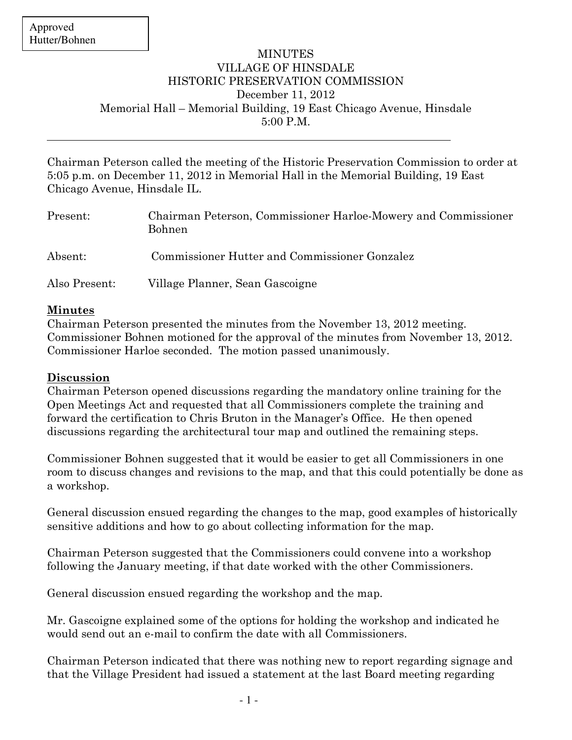Approved
Hutter/Bohnen

# MINUTES
# VILLAGE OF HINSDALE
# HISTORIC PRESERVATION COMMISSION

December 11, 2012
Memorial Hall – Memorial Building, 19 East Chicago Avenue, Hinsdale
5:00 P.M.

---

Chairman Peterson called the meeting of the Historic Preservation Commission to order at 5:05 p.m. on December 11, 2012 in Memorial Hall in the Memorial Building, 19 East Chicago Avenue, Hinsdale IL.

| | |
|---|---|
| Present: | Chairman Peterson, Commissioner Harloe-Mowery and Commissioner Bohnen |
| Absent: | Commissioner Hutter and Commissioner Gonzalez |
| Also Present: | Village Planner, Sean Gascoigne |

**Minutes**

Chairman Peterson presented the minutes from the November 13, 2012 meeting. Commissioner Bohnen motioned for the approval of the minutes from November 13, 2012. Commissioner Harloe seconded. The motion passed unanimously.

**Discussion**

Chairman Peterson opened discussions regarding the mandatory online training for the Open Meetings Act and requested that all Commissioners complete the training and forward the certification to Chris Bruton in the Manager's Office. He then opened discussions regarding the architectural tour map and outlined the remaining steps.

Commissioner Bohnen suggested that it would be easier to get all Commissioners in one room to discuss changes and revisions to the map, and that this could potentially be done as a workshop.

General discussion ensued regarding the changes to the map, good examples of historically sensitive additions and how to go about collecting information for the map.

Chairman Peterson suggested that the Commissioners could convene into a workshop following the January meeting, if that date worked with the other Commissioners.

General discussion ensued regarding the workshop and the map.

Mr. Gascoigne explained some of the options for holding the workshop and indicated he would send out an e-mail to confirm the date with all Commissioners.

Chairman Peterson indicated that there was nothing new to report regarding signage and that the Village President had issued a statement at the last Board meeting regarding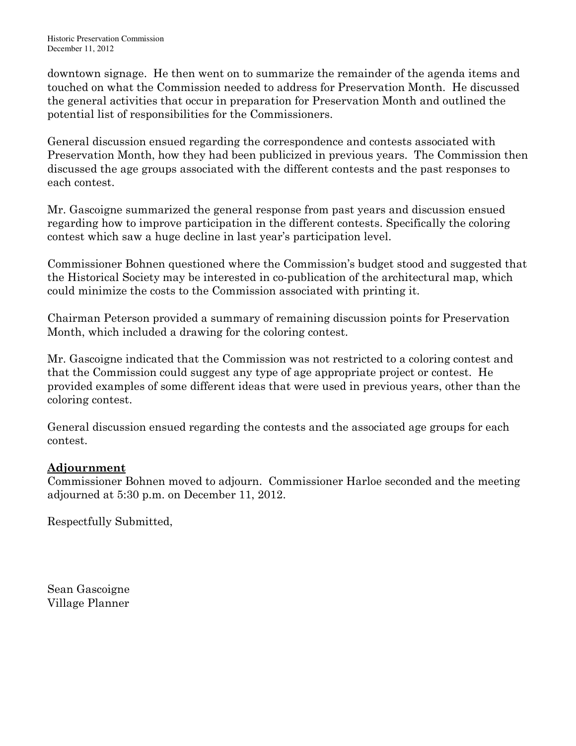downtown signage. He then went on to summarize the remainder of the agenda items and touched on what the Commission needed to address for Preservation Month. He discussed the general activities that occur in preparation for Preservation Month and outlined the potential list of responsibilities for the Commissioners.

General discussion ensued regarding the correspondence and contests associated with Preservation Month, how they had been publicized in previous years. The Commission then discussed the age groups associated with the different contests and the past responses to each contest.

Mr. Gascoigne summarized the general response from past years and discussion ensued regarding how to improve participation in the different contests. Specifically the coloring contest which saw a huge decline in last year's participation level.

Commissioner Bohnen questioned where the Commission's budget stood and suggested that the Historical Society may be interested in co-publication of the architectural map, which could minimize the costs to the Commission associated with printing it.

Chairman Peterson provided a summary of remaining discussion points for Preservation Month, which included a drawing for the coloring contest.

Mr. Gascoigne indicated that the Commission was not restricted to a coloring contest and that the Commission could suggest any type of age appropriate project or contest. He provided examples of some different ideas that were used in previous years, other than the coloring contest.

General discussion ensued regarding the contests and the associated age groups for each contest.

**Adjournment**

Commissioner Bohnen moved to adjourn. Commissioner Harloe seconded and the meeting adjourned at 5:30 p.m. on December 11, 2012.

Respectfully Submitted,

Sean Gascoigne
Village Planner